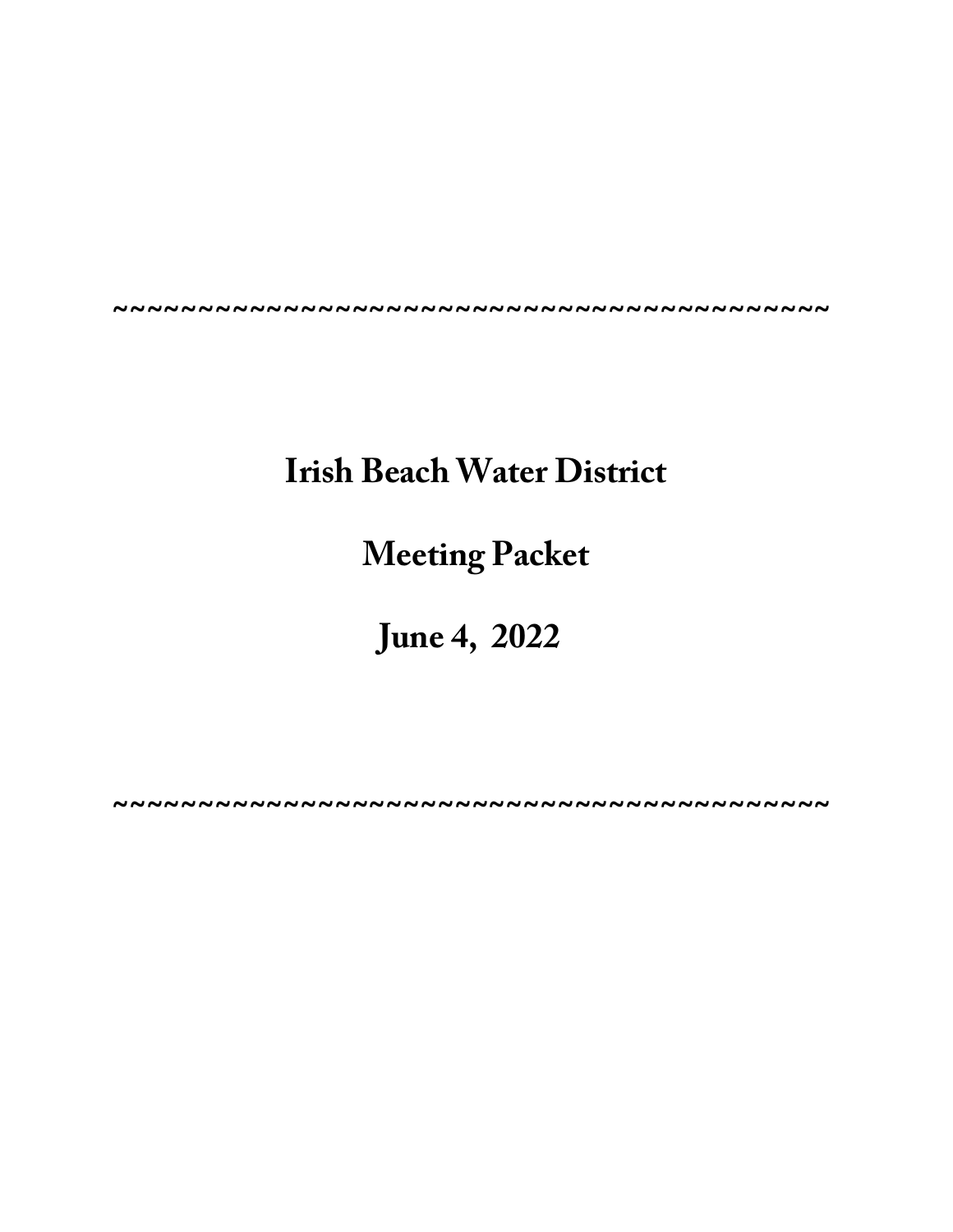~~~~~~~~~~~~~~~~~~~~~~~~~~~~~~~~~~~~~~~~~~~

# Irish Beach Water District

# Meeting Packet

# June 4, 2022

~~~~~~~~~~~~~~~~~~~~~~~~~~~~~~~~~~~~~~~~~~~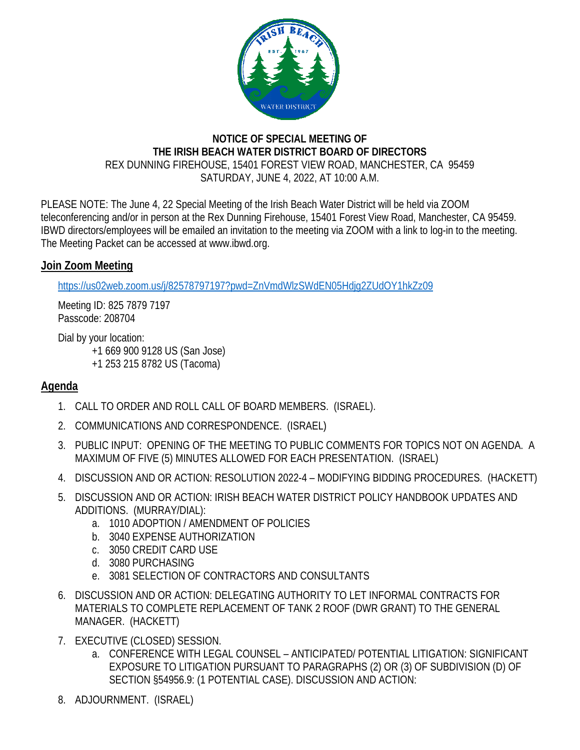**NOTICE OF SPECIAL MEETING OF**
**THE IRISH BEACH WATER DISTRICT BOARD OF DIRECTORS**
REX DUNNING FIREHOUSE, 15401 FOREST VIEW ROAD, MANCHESTER, CA 95459
SATURDAY, JUNE 4, 2022, AT 10:00 A.M.

PLEASE NOTE: The June 4, 22 Special Meeting of the Irish Beach Water District will be held via ZOOM teleconferencing and/or in person at the Rex Dunning Firehouse, 15401 Forest View Road, Manchester, CA 95459. IBWD directors/employees will be emailed an invitation to the meeting via ZOOM with a link to log-in to the meeting. The Meeting Packet can be accessed at www.ibwd.org.

## Join Zoom Meeting

https://us02web.zoom.us/j/82578797197?pwd=ZnVmdWlzSWdEN05Hdjg2ZUdOY1hkZz09

Meeting ID: 825 7879 7197
Passcode: 208704

Dial by your location:
+1 669 900 9128 US (San Jose)
+1 253 215 8782 US (Tacoma)

## Agenda

1. CALL TO ORDER AND ROLL CALL OF BOARD MEMBERS. (ISRAEL).
2. COMMUNICATIONS AND CORRESPONDENCE. (ISRAEL)
3. PUBLIC INPUT: OPENING OF THE MEETING TO PUBLIC COMMENTS FOR TOPICS NOT ON AGENDA. A MAXIMUM OF FIVE (5) MINUTES ALLOWED FOR EACH PRESENTATION. (ISRAEL)
4. DISCUSSION AND OR ACTION: RESOLUTION 2022-4 – MODIFYING BIDDING PROCEDURES. (HACKETT)
5. DISCUSSION AND OR ACTION: IRISH BEACH WATER DISTRICT POLICY HANDBOOK UPDATES AND ADDITIONS. (MURRAY/DIAL):
   a. 1010 ADOPTION / AMENDMENT OF POLICIES
   b. 3040 EXPENSE AUTHORIZATION
   c. 3050 CREDIT CARD USE
   d. 3080 PURCHASING
   e. 3081 SELECTION OF CONTRACTORS AND CONSULTANTS
6. DISCUSSION AND OR ACTION: DELEGATING AUTHORITY TO LET INFORMAL CONTRACTS FOR MATERIALS TO COMPLETE REPLACEMENT OF TANK 2 ROOF (DWR GRANT) TO THE GENERAL MANAGER. (HACKETT)
7. EXECUTIVE (CLOSED) SESSION.
   a. CONFERENCE WITH LEGAL COUNSEL – ANTICIPATED/ POTENTIAL LITIGATION: SIGNIFICANT EXPOSURE TO LITIGATION PURSUANT TO PARAGRAPHS (2) OR (3) OF SUBDIVISION (D) OF SECTION §54956.9: (1 POTENTIAL CASE). DISCUSSION AND ACTION:
8. ADJOURNMENT. (ISRAEL)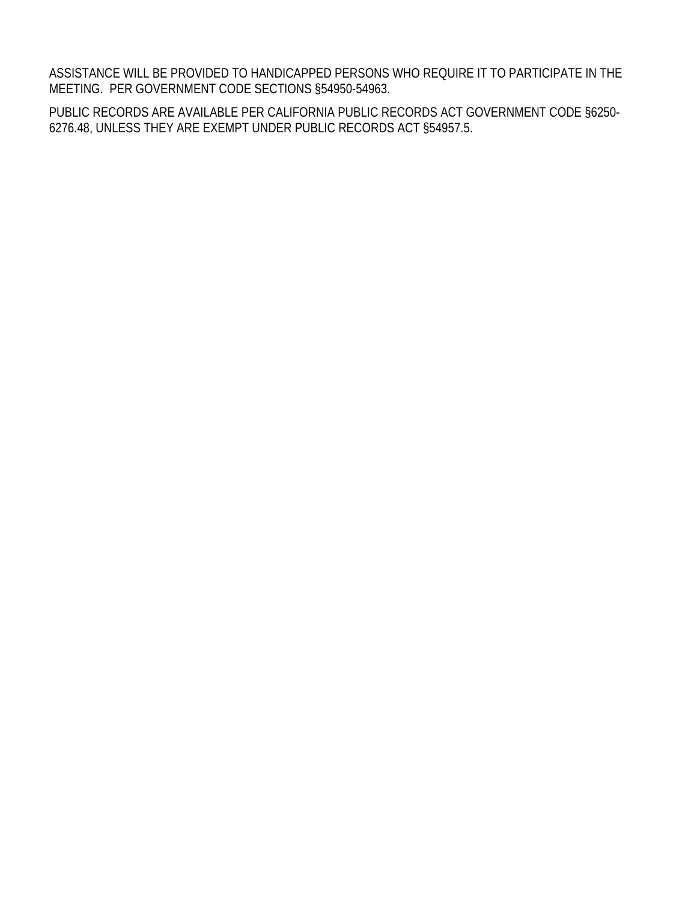ASSISTANCE WILL BE PROVIDED TO HANDICAPPED PERSONS WHO REQUIRE IT TO PARTICIPATE IN THE MEETING. PER GOVERNMENT CODE SECTIONS §54950-54963.

PUBLIC RECORDS ARE AVAILABLE PER CALIFORNIA PUBLIC RECORDS ACT GOVERNMENT CODE §6250-6276.48, UNLESS THEY ARE EXEMPT UNDER PUBLIC RECORDS ACT §54957.5.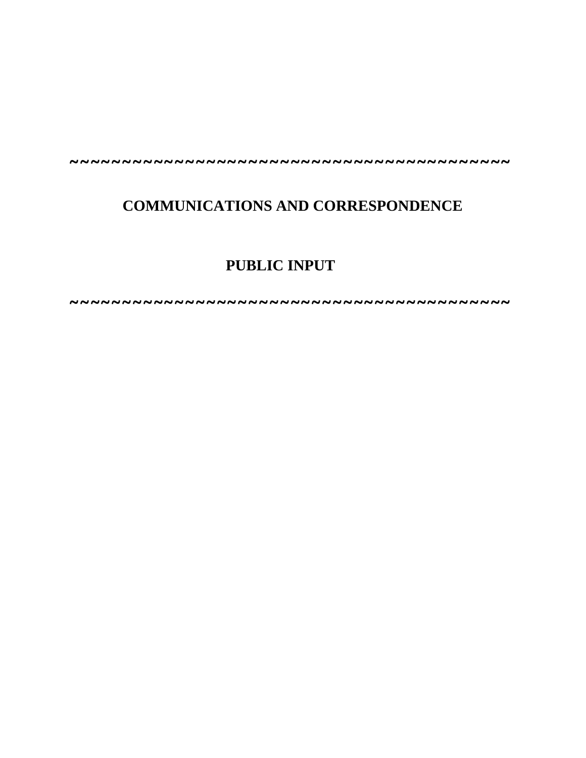~~~~~~~~~~~~~~~~~~~~~~~~~~~~~~~~~~~~~~~~~~~~~~~~~~~

## COMMUNICATIONS AND CORRESPONDENCE

## PUBLIC INPUT

~~~~~~~~~~~~~~~~~~~~~~~~~~~~~~~~~~~~~~~~~~~~~~~~~~~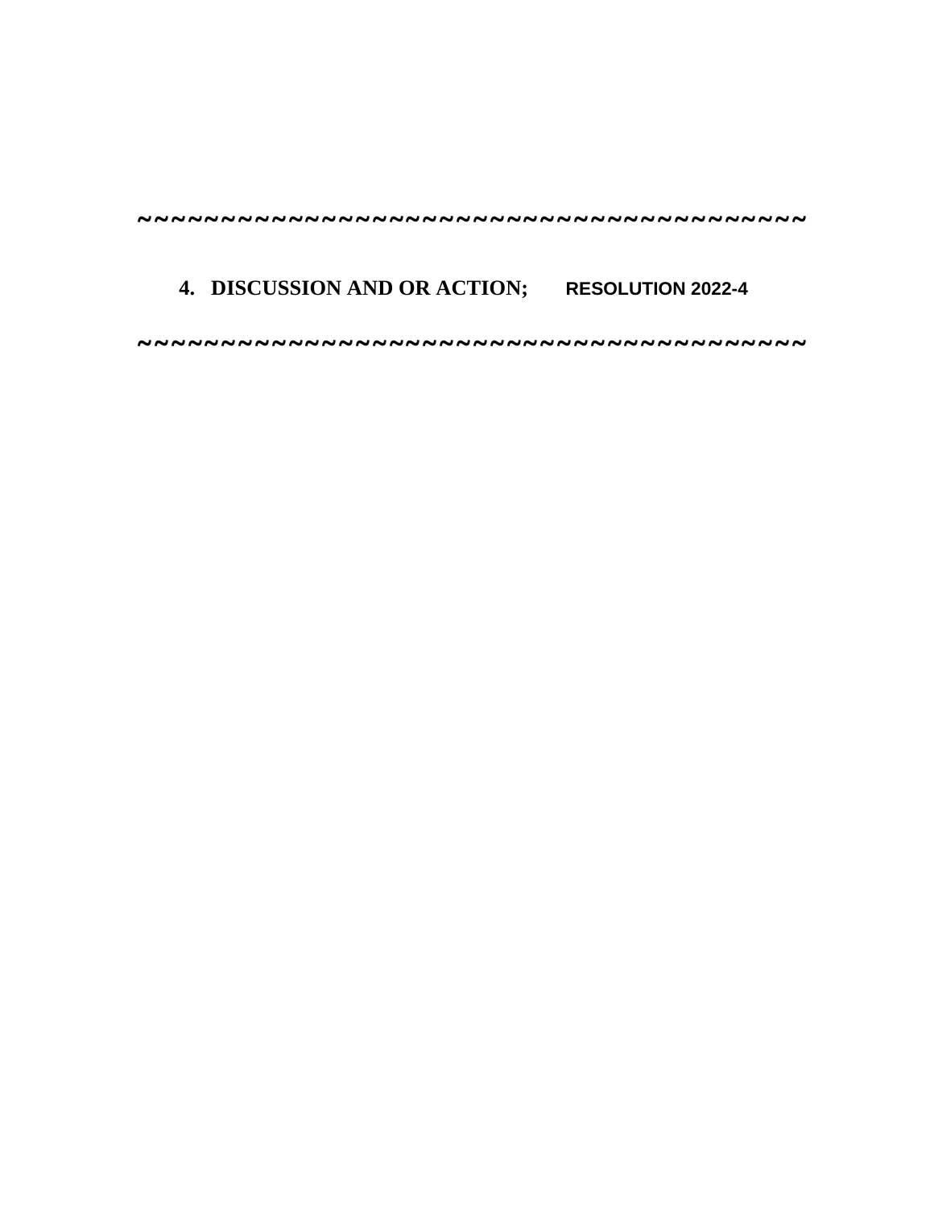~~~~~~~~~~~~~~~~~~~~~~~~~~~~~~~~~~~~~~~~~~~

**4. DISCUSSION AND OR ACTION; RESOLUTION 2022-4**

~~~~~~~~~~~~~~~~~~~~~~~~~~~~~~~~~~~~~~~~~~~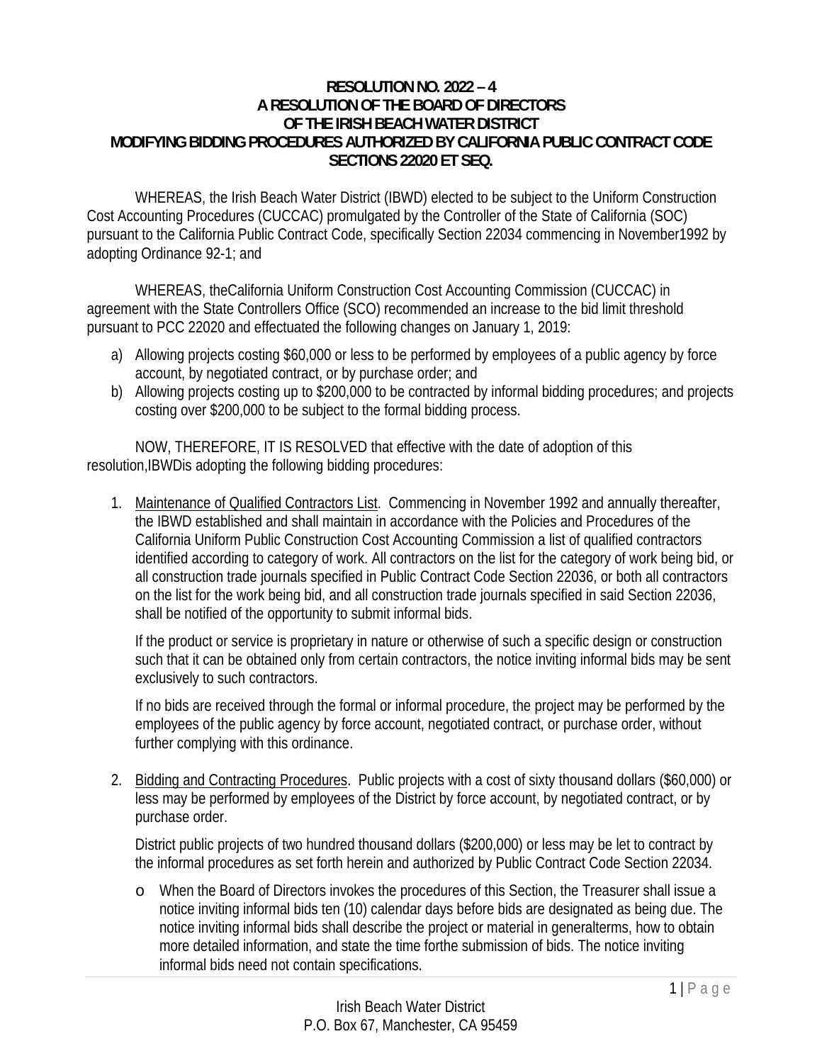**RESOLUTION NO. 2022 – 4**
**A RESOLUTION OF THE BOARD OF DIRECTORS**
**OF THE IRISH BEACH WATER DISTRICT**
**MODIFYING BIDDING PROCEDURES AUTHORIZED BY CALIFORNIA PUBLIC CONTRACT CODE SECTIONS 22020 ET SEQ.**

WHEREAS, the Irish Beach Water District (IBWD) elected to be subject to the Uniform Construction Cost Accounting Procedures (CUCCAC) promulgated by the Controller of the State of California (SOC) pursuant to the California Public Contract Code, specifically Section 22034 commencing in November1992 by adopting Ordinance 92-1; and

WHEREAS, theCalifornia Uniform Construction Cost Accounting Commission (CUCCAC) in agreement with the State Controllers Office (SCO) recommended an increase to the bid limit threshold pursuant to PCC 22020 and effectuated the following changes on January 1, 2019:

a) Allowing projects costing $60,000 or less to be performed by employees of a public agency by force account, by negotiated contract, or by purchase order; and
b) Allowing projects costing up to $200,000 to be contracted by informal bidding procedures; and projects costing over $200,000 to be subject to the formal bidding process.

NOW, THEREFORE, IT IS RESOLVED that effective with the date of adoption of this resolution,IBWDis adopting the following bidding procedures:

1. Maintenance of Qualified Contractors List. Commencing in November 1992 and annually thereafter, the IBWD established and shall maintain in accordance with the Policies and Procedures of the California Uniform Public Construction Cost Accounting Commission a list of qualified contractors identified according to category of work. All contractors on the list for the category of work being bid, or all construction trade journals specified in Public Contract Code Section 22036, or both all contractors on the list for the work being bid, and all construction trade journals specified in said Section 22036, shall be notified of the opportunity to submit informal bids.

   If the product or service is proprietary in nature or otherwise of such a specific design or construction such that it can be obtained only from certain contractors, the notice inviting informal bids may be sent exclusively to such contractors.

   If no bids are received through the formal or informal procedure, the project may be performed by the employees of the public agency by force account, negotiated contract, or purchase order, without further complying with this ordinance.

2. Bidding and Contracting Procedures. Public projects with a cost of sixty thousand dollars ($60,000) or less may be performed by employees of the District by force account, by negotiated contract, or by purchase order.

   District public projects of two hundred thousand dollars ($200,000) or less may be let to contract by the informal procedures as set forth herein and authorized by Public Contract Code Section 22034.

   - When the Board of Directors invokes the procedures of this Section, the Treasurer shall issue a notice inviting informal bids ten (10) calendar days before bids are designated as being due. The notice inviting informal bids shall describe the project or material in generalterms, how to obtain more detailed information, and state the time forthe submission of bids. The notice inviting informal bids need not contain specifications.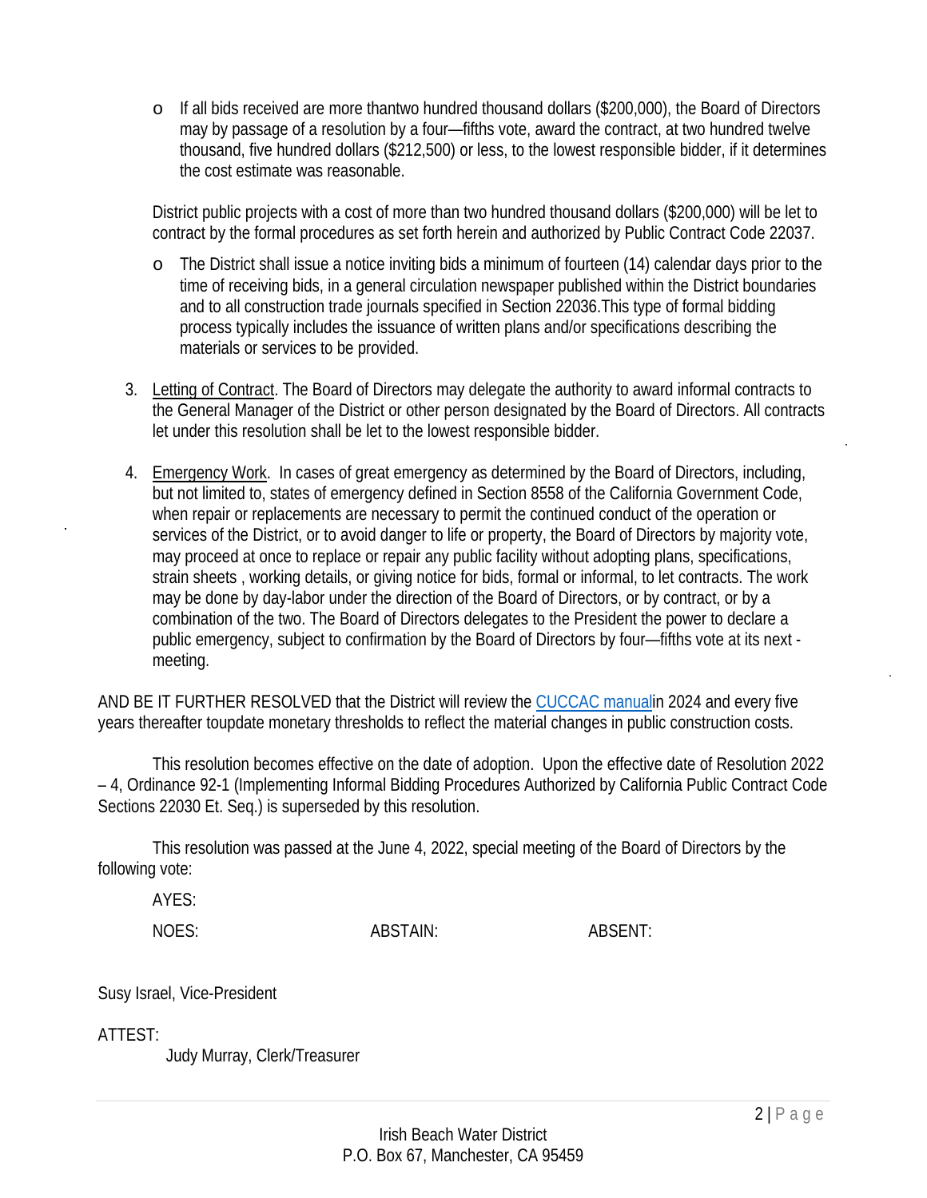- If all bids received are more thantwo hundred thousand dollars ($200,000), the Board of Directors may by passage of a resolution by a four—fifths vote, award the contract, at two hundred twelve thousand, five hundred dollars ($212,500) or less, to the lowest responsible bidder, if it determines the cost estimate was reasonable.

District public projects with a cost of more than two hundred thousand dollars ($200,000) will be let to contract by the formal procedures as set forth herein and authorized by Public Contract Code 22037.

- The District shall issue a notice inviting bids a minimum of fourteen (14) calendar days prior to the time of receiving bids, in a general circulation newspaper published within the District boundaries and to all construction trade journals specified in Section 22036.This type of formal bidding process typically includes the issuance of written plans and/or specifications describing the materials or services to be provided.

3. Letting of Contract. The Board of Directors may delegate the authority to award informal contracts to the General Manager of the District or other person designated by the Board of Directors. All contracts let under this resolution shall be let to the lowest responsible bidder.

4. Emergency Work. In cases of great emergency as determined by the Board of Directors, including, but not limited to, states of emergency defined in Section 8558 of the California Government Code, when repair or replacements are necessary to permit the continued conduct of the operation or services of the District, or to avoid danger to life or property, the Board of Directors by majority vote, may proceed at once to replace or repair any public facility without adopting plans, specifications, strain sheets , working details, or giving notice for bids, formal or informal, to let contracts. The work may be done by day-labor under the direction of the Board of Directors, or by contract, or by a combination of the two. The Board of Directors delegates to the President the power to declare a public emergency, subject to confirmation by the Board of Directors by four—fifths vote at its next - meeting.

AND BE IT FURTHER RESOLVED that the District will review the CUCCAC manualin 2024 and every five years thereafter toupdate monetary thresholds to reflect the material changes in public construction costs.

This resolution becomes effective on the date of adoption. Upon the effective date of Resolution 2022 – 4, Ordinance 92-1 (Implementing Informal Bidding Procedures Authorized by California Public Contract Code Sections 22030 Et. Seq.) is superseded by this resolution.

This resolution was passed at the June 4, 2022, special meeting of the Board of Directors by the following vote:

AYES:

NOES: ABSTAIN: ABSENT:

Susy Israel, Vice-President

ATTEST:

Judy Murray, Clerk/Treasurer

Irish Beach Water District
P.O. Box 67, Manchester, CA 95459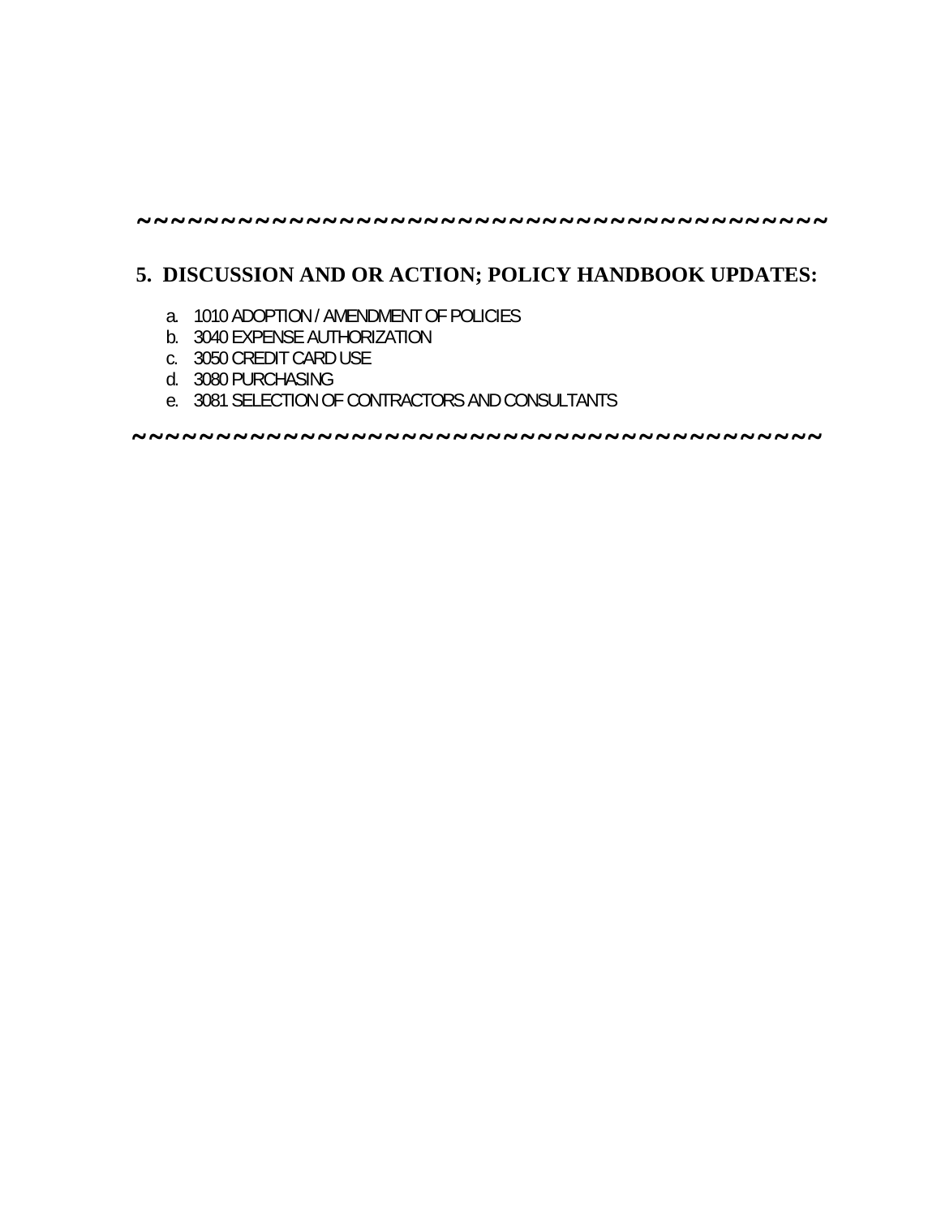~~~~~~~~~~~~~~~~~~~~~~~~~~~~~~~~~~~~~~~~~~~~

## 5. DISCUSSION AND OR ACTION; POLICY HANDBOOK UPDATES:

a. 1010 ADOPTION / AMENDMENT OF POLICIES
b. 3040 EXPENSE AUTHORIZATION
c. 3050 CREDIT CARD USE
d. 3080 PURCHASING
e. 3081 SELECTION OF CONTRACTORS AND CONSULTANTS

~~~~~~~~~~~~~~~~~~~~~~~~~~~~~~~~~~~~~~~~~~~~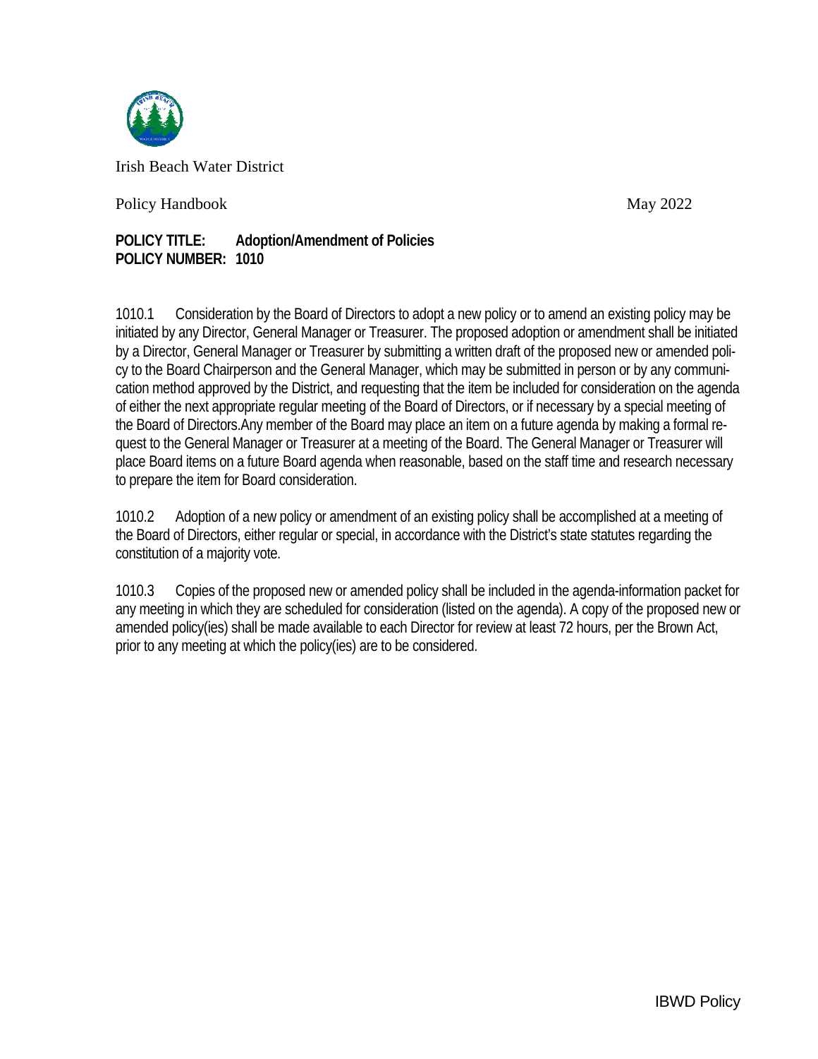Irish Beach Water District

Policy Handbook May 2022

**POLICY TITLE: Adoption/Amendment of Policies**
**POLICY NUMBER: 1010**

1010.1 Consideration by the Board of Directors to adopt a new policy or to amend an existing policy may be initiated by any Director, General Manager or Treasurer. The proposed adoption or amendment shall be initiated by a Director, General Manager or Treasurer by submitting a written draft of the proposed new or amended policy to the Board Chairperson and the General Manager, which may be submitted in person or by any communication method approved by the District, and requesting that the item be included for consideration on the agenda of either the next appropriate regular meeting of the Board of Directors, or if necessary by a special meeting of the Board of Directors.Any member of the Board may place an item on a future agenda by making a formal request to the General Manager or Treasurer at a meeting of the Board. The General Manager or Treasurer will place Board items on a future Board agenda when reasonable, based on the staff time and research necessary to prepare the item for Board consideration.

1010.2 Adoption of a new policy or amendment of an existing policy shall be accomplished at a meeting of the Board of Directors, either regular or special, in accordance with the District's state statutes regarding the constitution of a majority vote.

1010.3 Copies of the proposed new or amended policy shall be included in the agenda-information packet for any meeting in which they are scheduled for consideration (listed on the agenda). A copy of the proposed new or amended policy(ies) shall be made available to each Director for review at least 72 hours, per the Brown Act, prior to any meeting at which the policy(ies) are to be considered.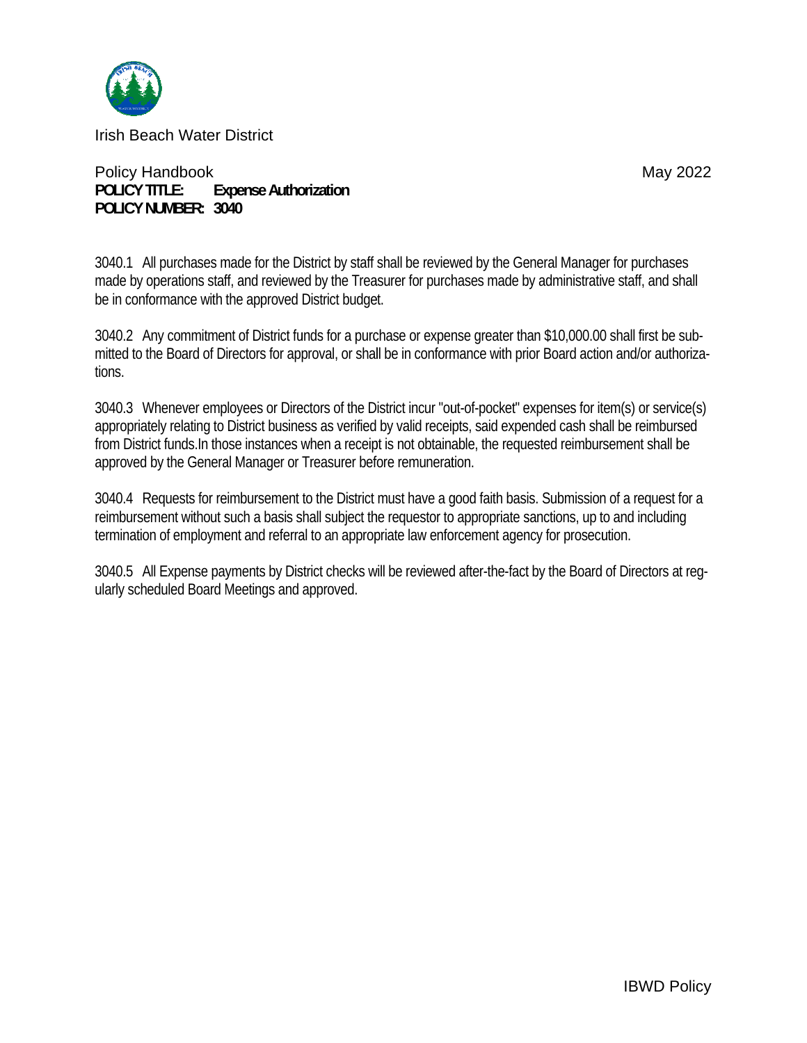Irish Beach Water District

Policy Handbook May 2022

**POLICY TITLE: Expense Authorization**
**POLICY NUMBER: 3040**

3040.1 All purchases made for the District by staff shall be reviewed by the General Manager for purchases made by operations staff, and reviewed by the Treasurer for purchases made by administrative staff, and shall be in conformance with the approved District budget.

3040.2 Any commitment of District funds for a purchase or expense greater than $10,000.00 shall first be submitted to the Board of Directors for approval, or shall be in conformance with prior Board action and/or authorizations.

3040.3 Whenever employees or Directors of the District incur "out-of-pocket" expenses for item(s) or service(s) appropriately relating to District business as verified by valid receipts, said expended cash shall be reimbursed from District funds.In those instances when a receipt is not obtainable, the requested reimbursement shall be approved by the General Manager or Treasurer before remuneration.

3040.4 Requests for reimbursement to the District must have a good faith basis. Submission of a request for a reimbursement without such a basis shall subject the requestor to appropriate sanctions, up to and including termination of employment and referral to an appropriate law enforcement agency for prosecution.

3040.5 All Expense payments by District checks will be reviewed after-the-fact by the Board of Directors at regularly scheduled Board Meetings and approved.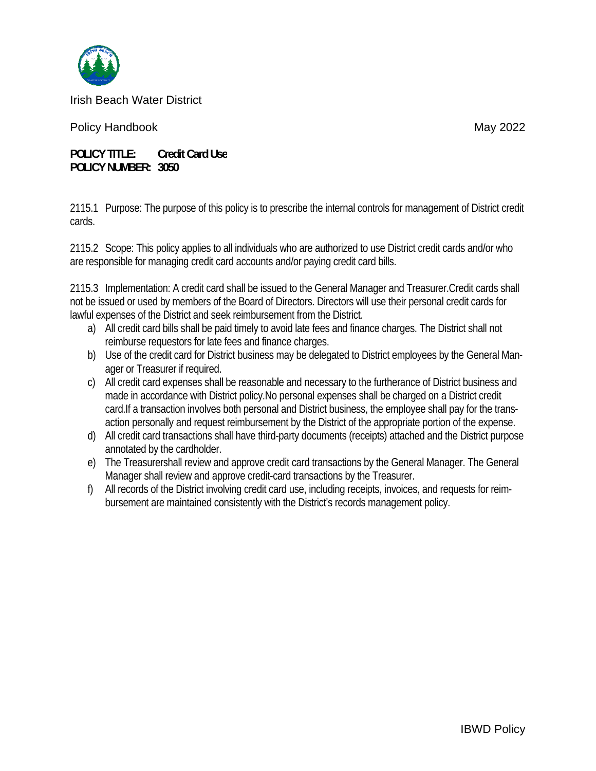Irish Beach Water District

Policy Handbook May 2022

**POLICY TITLE: Credit Card Use**
**POLICY NUMBER: 3050**

2115.1 Purpose: The purpose of this policy is to prescribe the internal controls for management of District credit cards.

2115.2 Scope: This policy applies to all individuals who are authorized to use District credit cards and/or who are responsible for managing credit card accounts and/or paying credit card bills.

2115.3 Implementation: A credit card shall be issued to the General Manager and Treasurer.Credit cards shall not be issued or used by members of the Board of Directors. Directors will use their personal credit cards for lawful expenses of the District and seek reimbursement from the District.

a) All credit card bills shall be paid timely to avoid late fees and finance charges. The District shall not reimburse requestors for late fees and finance charges.
b) Use of the credit card for District business may be delegated to District employees by the General Manager or Treasurer if required.
c) All credit card expenses shall be reasonable and necessary to the furtherance of District business and made in accordance with District policy.No personal expenses shall be charged on a District credit card.If a transaction involves both personal and District business, the employee shall pay for the transaction personally and request reimbursement by the District of the appropriate portion of the expense.
d) All credit card transactions shall have third-party documents (receipts) attached and the District purpose annotated by the cardholder.
e) The Treasurershall review and approve credit card transactions by the General Manager. The General Manager shall review and approve credit-card transactions by the Treasurer.
f) All records of the District involving credit card use, including receipts, invoices, and requests for reimbursement are maintained consistently with the District's records management policy.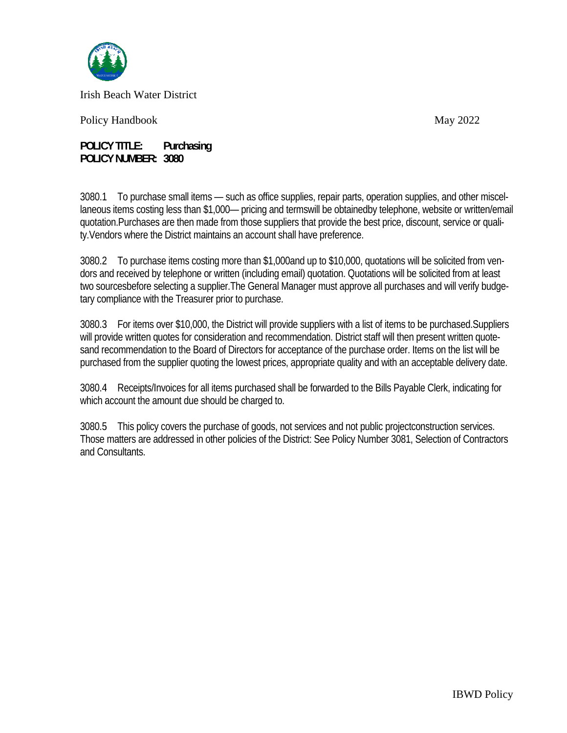Irish Beach Water District

Policy Handbook May 2022

**POLICY TITLE: Purchasing**
**POLICY NUMBER: 3080**

3080.1 To purchase small items — such as office supplies, repair parts, operation supplies, and other miscellaneous items costing less than $1,000— pricing and termswill be obtainedby telephone, website or written/email quotation.Purchases are then made from those suppliers that provide the best price, discount, service or quality.Vendors where the District maintains an account shall have preference.

3080.2 To purchase items costing more than $1,000and up to $10,000, quotations will be solicited from vendors and received by telephone or written (including email) quotation. Quotations will be solicited from at least two sourcesbefore selecting a supplier.The General Manager must approve all purchases and will verify budgetary compliance with the Treasurer prior to purchase.

3080.3 For items over $10,000, the District will provide suppliers with a list of items to be purchased.Suppliers will provide written quotes for consideration and recommendation. District staff will then present written quotesand recommendation to the Board of Directors for acceptance of the purchase order. Items on the list will be purchased from the supplier quoting the lowest prices, appropriate quality and with an acceptable delivery date.

3080.4 Receipts/Invoices for all items purchased shall be forwarded to the Bills Payable Clerk, indicating for which account the amount due should be charged to.

3080.5 This policy covers the purchase of goods, not services and not public projectconstruction services. Those matters are addressed in other policies of the District: See Policy Number 3081, Selection of Contractors and Consultants.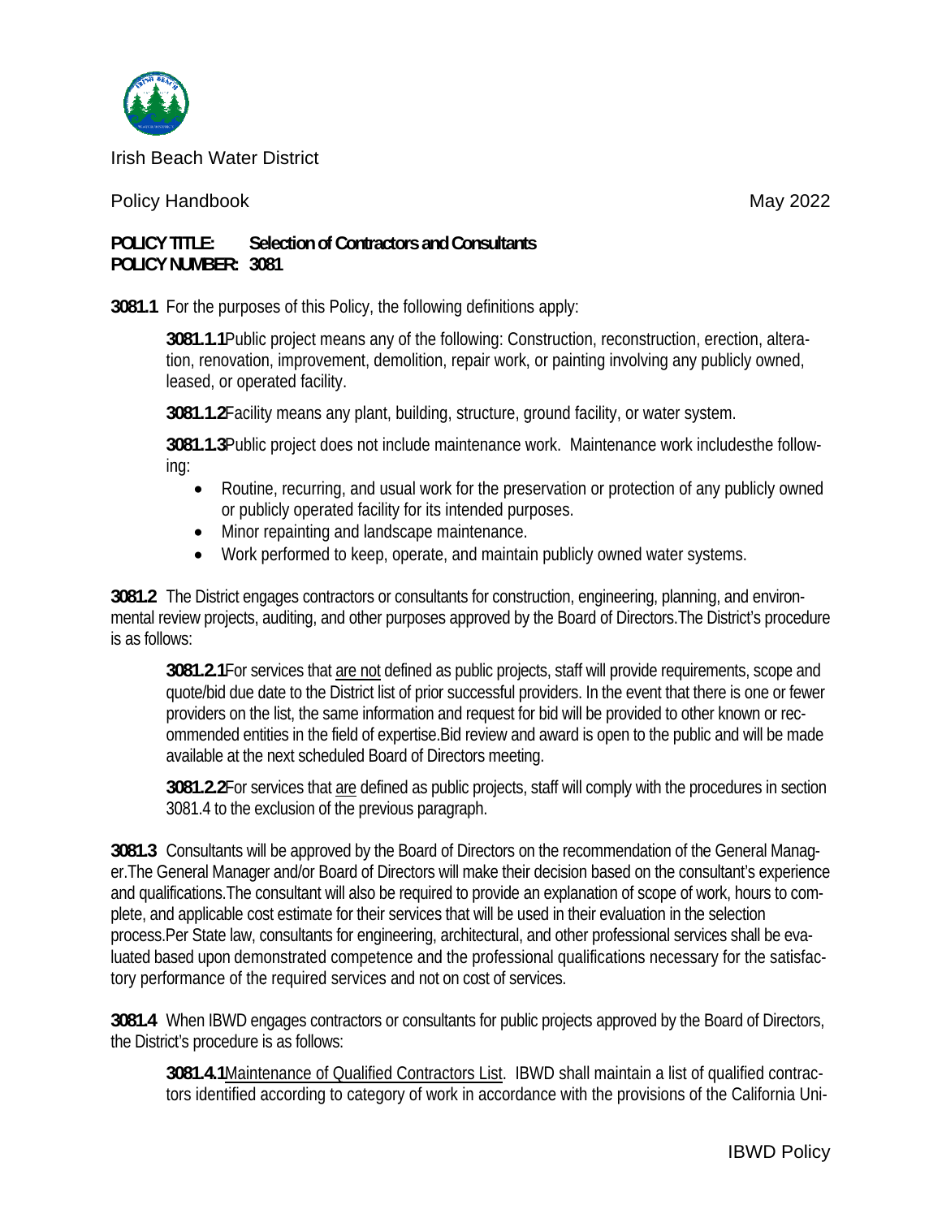Irish Beach Water District

Policy Handbook May 2022

**POLICY TITLE: Selection of Contractors and Consultants**
**POLICY NUMBER: 3081**

**3081.1** For the purposes of this Policy, the following definitions apply:

> **3081.1.1** Public project means any of the following: Construction, reconstruction, erection, alteration, renovation, improvement, demolition, repair work, or painting involving any publicly owned, leased, or operated facility.
>
> **3081.1.2** Facility means any plant, building, structure, ground facility, or water system.
>
> **3081.1.3** Public project does not include maintenance work. Maintenance work includesthe following:
>
> - Routine, recurring, and usual work for the preservation or protection of any publicly owned or publicly operated facility for its intended purposes.
> - Minor repainting and landscape maintenance.
> - Work performed to keep, operate, and maintain publicly owned water systems.

**3081.2** The District engages contractors or consultants for construction, engineering, planning, and environmental review projects, auditing, and other purposes approved by the Board of Directors.The District's procedure is as follows:

> **3081.2.1** For services that <u>are not</u> defined as public projects, staff will provide requirements, scope and quote/bid due date to the District list of prior successful providers. In the event that there is one or fewer providers on the list, the same information and request for bid will be provided to other known or recommended entities in the field of expertise.Bid review and award is open to the public and will be made available at the next scheduled Board of Directors meeting.
>
> **3081.2.2** For services that <u>are</u> defined as public projects, staff will comply with the procedures in section 3081.4 to the exclusion of the previous paragraph.

**3081.3** Consultants will be approved by the Board of Directors on the recommendation of the General Manager.The General Manager and/or Board of Directors will make their decision based on the consultant's experience and qualifications.The consultant will also be required to provide an explanation of scope of work, hours to complete, and applicable cost estimate for their services that will be used in their evaluation in the selection process.Per State law, consultants for engineering, architectural, and other professional services shall be evaluated based upon demonstrated competence and the professional qualifications necessary for the satisfactory performance of the required services and not on cost of services.

**3081.4** When IBWD engages contractors or consultants for public projects approved by the Board of Directors, the District's procedure is as follows:

> **3081.4.1** <u>Maintenance of Qualified Contractors List</u>. IBWD shall maintain a list of qualified contractors identified according to category of work in accordance with the provisions of the California Uni-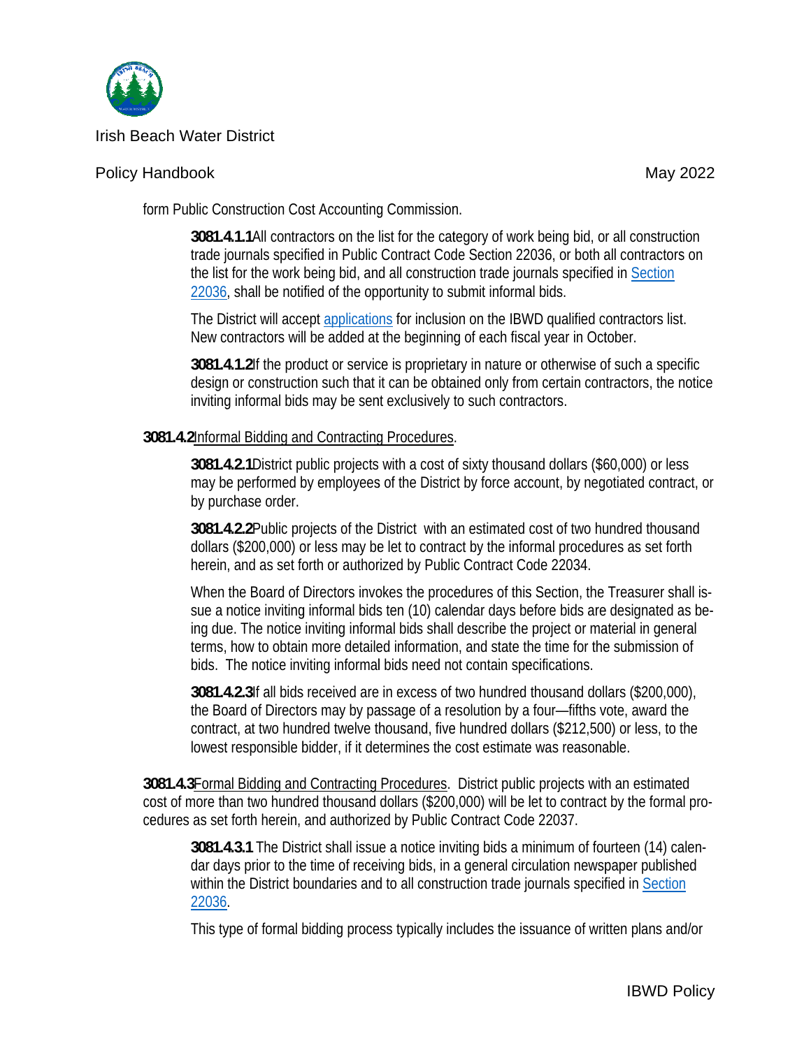form Public Construction Cost Accounting Commission.

**3081.4.1.1** All contractors on the list for the category of work being bid, or all construction trade journals specified in Public Contract Code Section 22036, or both all contractors on the list for the work being bid, and all construction trade journals specified in Section 22036, shall be notified of the opportunity to submit informal bids.

The District will accept applications for inclusion on the IBWD qualified contractors list. New contractors will be added at the beginning of each fiscal year in October.

**3081.4.1.2** If the product or service is proprietary in nature or otherwise of such a specific design or construction such that it can be obtained only from certain contractors, the notice inviting informal bids may be sent exclusively to such contractors.

**3081.4.2** Informal Bidding and Contracting Procedures.

**3081.4.2.1** District public projects with a cost of sixty thousand dollars ($60,000) or less may be performed by employees of the District by force account, by negotiated contract, or by purchase order.

**3081.4.2.2** Public projects of the District with an estimated cost of two hundred thousand dollars ($200,000) or less may be let to contract by the informal procedures as set forth herein, and as set forth or authorized by Public Contract Code 22034.

When the Board of Directors invokes the procedures of this Section, the Treasurer shall issue a notice inviting informal bids ten (10) calendar days before bids are designated as being due. The notice inviting informal bids shall describe the project or material in general terms, how to obtain more detailed information, and state the time for the submission of bids. The notice inviting informal bids need not contain specifications.

**3081.4.2.3** If all bids received are in excess of two hundred thousand dollars ($200,000), the Board of Directors may by passage of a resolution by a four—fifths vote, award the contract, at two hundred twelve thousand, five hundred dollars ($212,500) or less, to the lowest responsible bidder, if it determines the cost estimate was reasonable.

**3081.4.3** Formal Bidding and Contracting Procedures. District public projects with an estimated cost of more than two hundred thousand dollars ($200,000) will be let to contract by the formal procedures as set forth herein, and authorized by Public Contract Code 22037.

**3081.4.3.1** The District shall issue a notice inviting bids a minimum of fourteen (14) calendar days prior to the time of receiving bids, in a general circulation newspaper published within the District boundaries and to all construction trade journals specified in Section 22036.

This type of formal bidding process typically includes the issuance of written plans and/or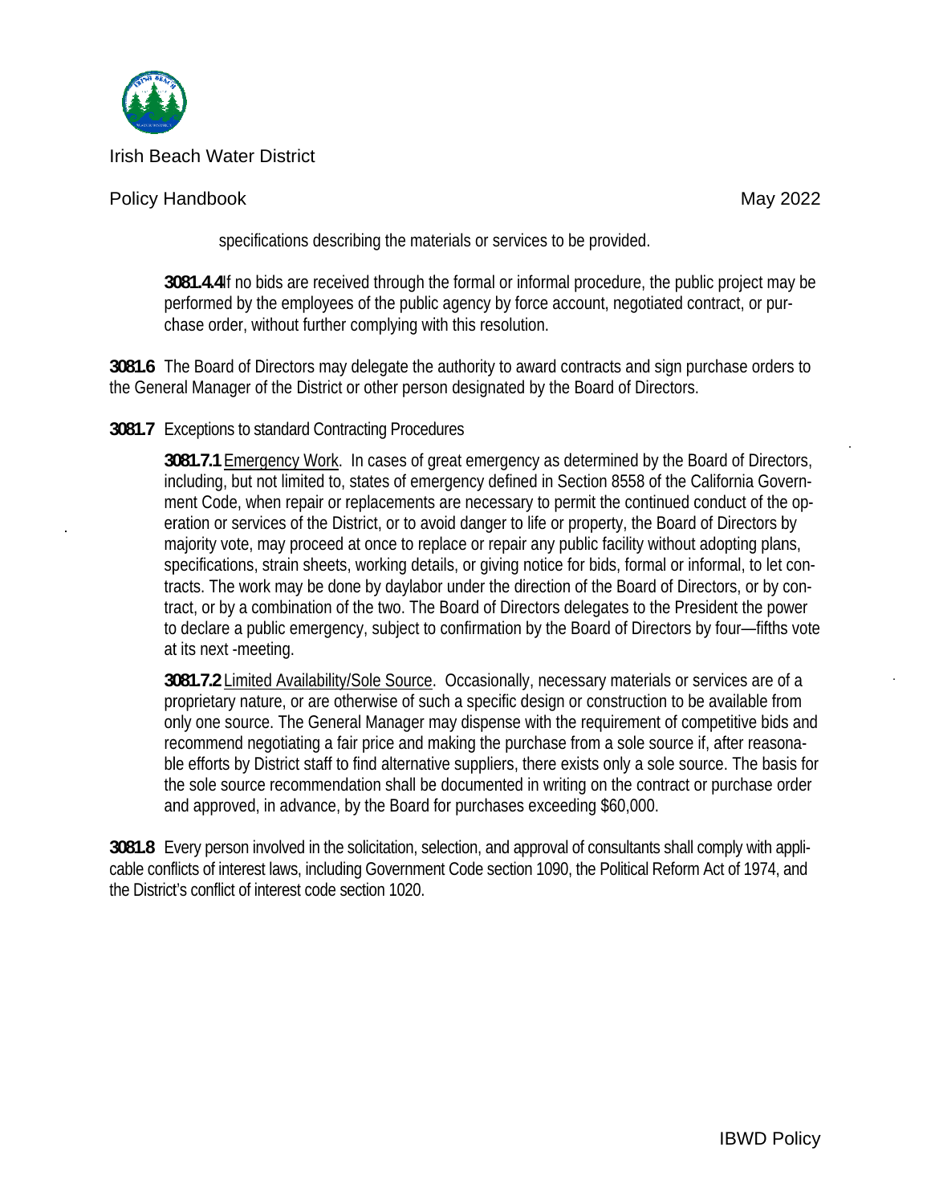specifications describing the materials or services to be provided.

**3081.4.4** If no bids are received through the formal or informal procedure, the public project may be performed by the employees of the public agency by force account, negotiated contract, or purchase order, without further complying with this resolution.

**3081.6** The Board of Directors may delegate the authority to award contracts and sign purchase orders to the General Manager of the District or other person designated by the Board of Directors.

**3081.7** Exceptions to standard Contracting Procedures

**3081.7.1** Emergency Work. In cases of great emergency as determined by the Board of Directors, including, but not limited to, states of emergency defined in Section 8558 of the California Government Code, when repair or replacements are necessary to permit the continued conduct of the operation or services of the District, or to avoid danger to life or property, the Board of Directors by majority vote, may proceed at once to replace or repair any public facility without adopting plans, specifications, strain sheets, working details, or giving notice for bids, formal or informal, to let contracts. The work may be done by daylabor under the direction of the Board of Directors, or by contract, or by a combination of the two. The Board of Directors delegates to the President the power to declare a public emergency, subject to confirmation by the Board of Directors by four—fifths vote at its next -meeting.

**3081.7.2** Limited Availability/Sole Source. Occasionally, necessary materials or services are of a proprietary nature, or are otherwise of such a specific design or construction to be available from only one source. The General Manager may dispense with the requirement of competitive bids and recommend negotiating a fair price and making the purchase from a sole source if, after reasonable efforts by District staff to find alternative suppliers, there exists only a sole source. The basis for the sole source recommendation shall be documented in writing on the contract or purchase order and approved, in advance, by the Board for purchases exceeding $60,000.

**3081.8** Every person involved in the solicitation, selection, and approval of consultants shall comply with applicable conflicts of interest laws, including Government Code section 1090, the Political Reform Act of 1974, and the District's conflict of interest code section 1020.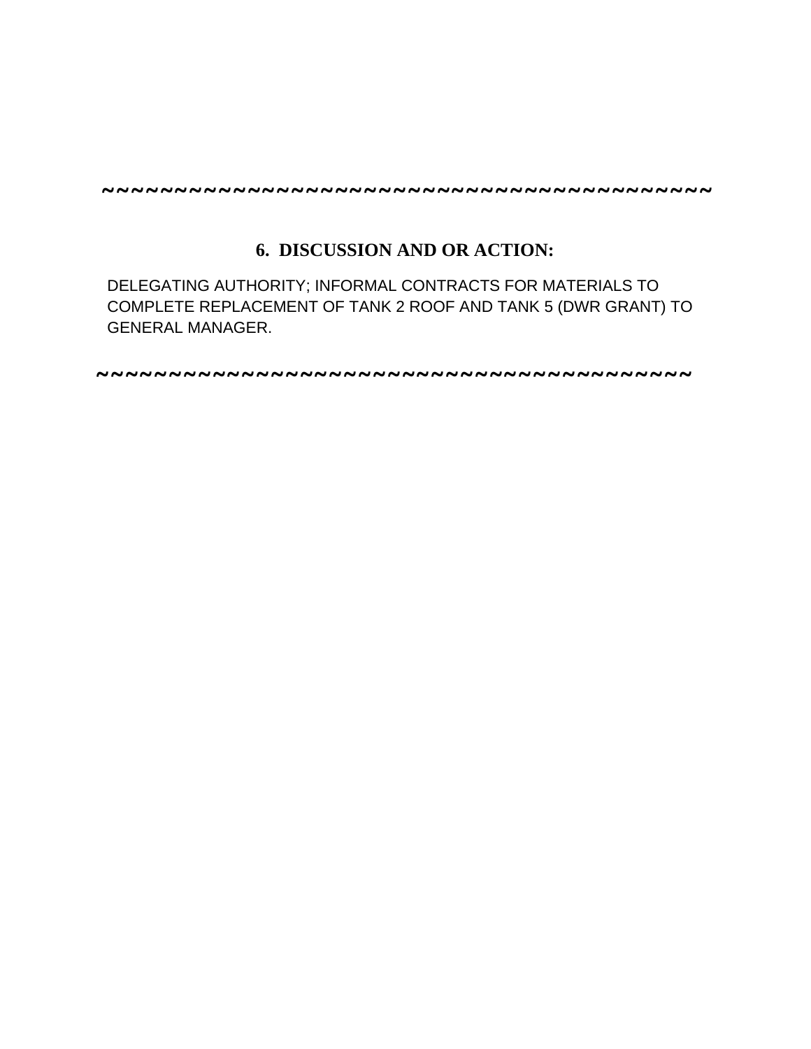~~~~~~~~~~~~~~~~~~~~~~~~~~~~~~~~~~~~~~~~~~~~~~~~~~

## 6. DISCUSSION AND OR ACTION:

DELEGATING AUTHORITY; INFORMAL CONTRACTS FOR MATERIALS TO COMPLETE REPLACEMENT OF TANK 2 ROOF AND TANK 5 (DWR GRANT) TO GENERAL MANAGER.

~~~~~~~~~~~~~~~~~~~~~~~~~~~~~~~~~~~~~~~~~~~~~~~~~~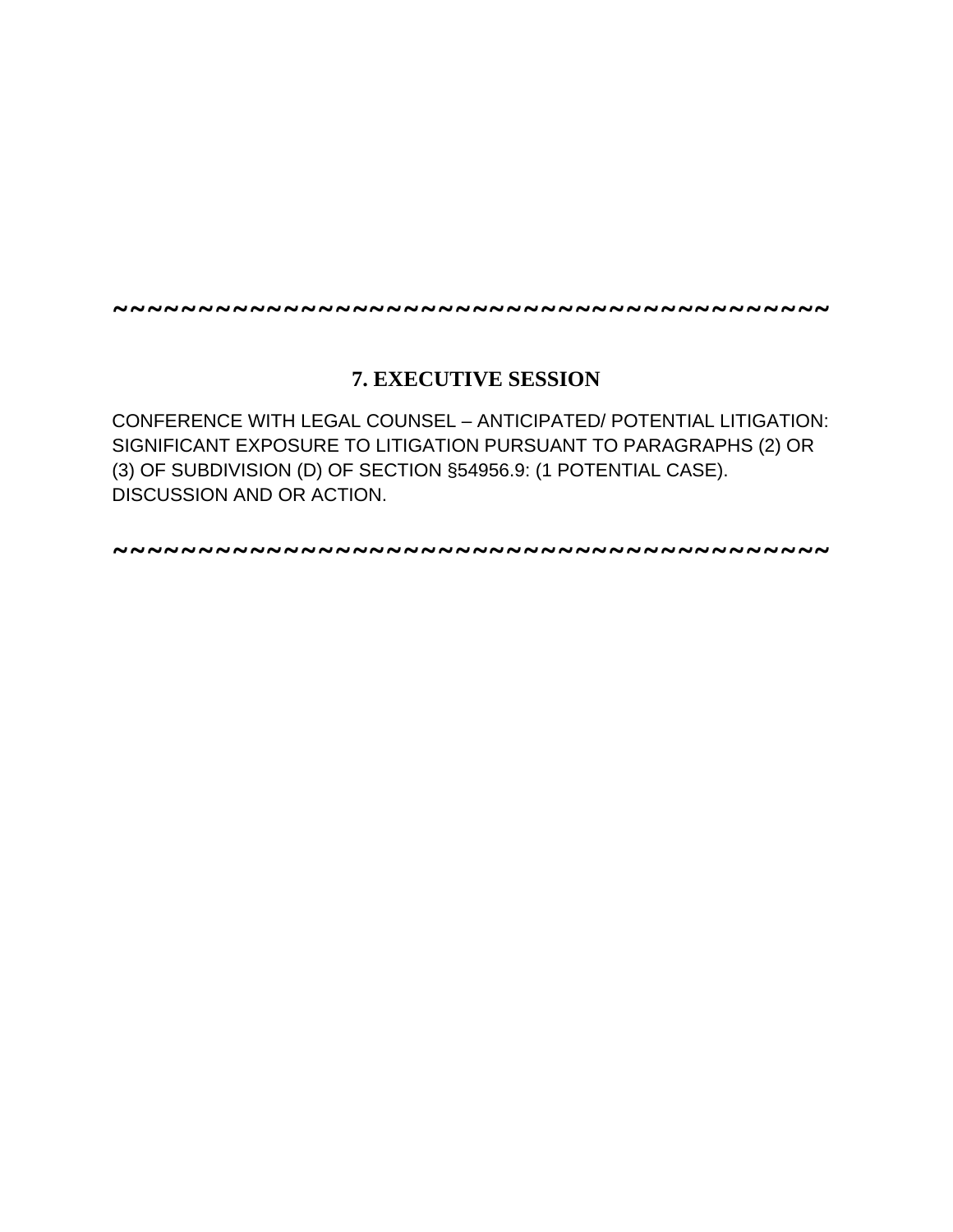~~~~~~~~~~~~~~~~~~~~~~~~~~~~~~~~~~~~~~~~~~~~~

## 7. EXECUTIVE SESSION

CONFERENCE WITH LEGAL COUNSEL – ANTICIPATED/ POTENTIAL LITIGATION: SIGNIFICANT EXPOSURE TO LITIGATION PURSUANT TO PARAGRAPHS (2) OR (3) OF SUBDIVISION (D) OF SECTION §54956.9: (1 POTENTIAL CASE). DISCUSSION AND OR ACTION.

~~~~~~~~~~~~~~~~~~~~~~~~~~~~~~~~~~~~~~~~~~~~~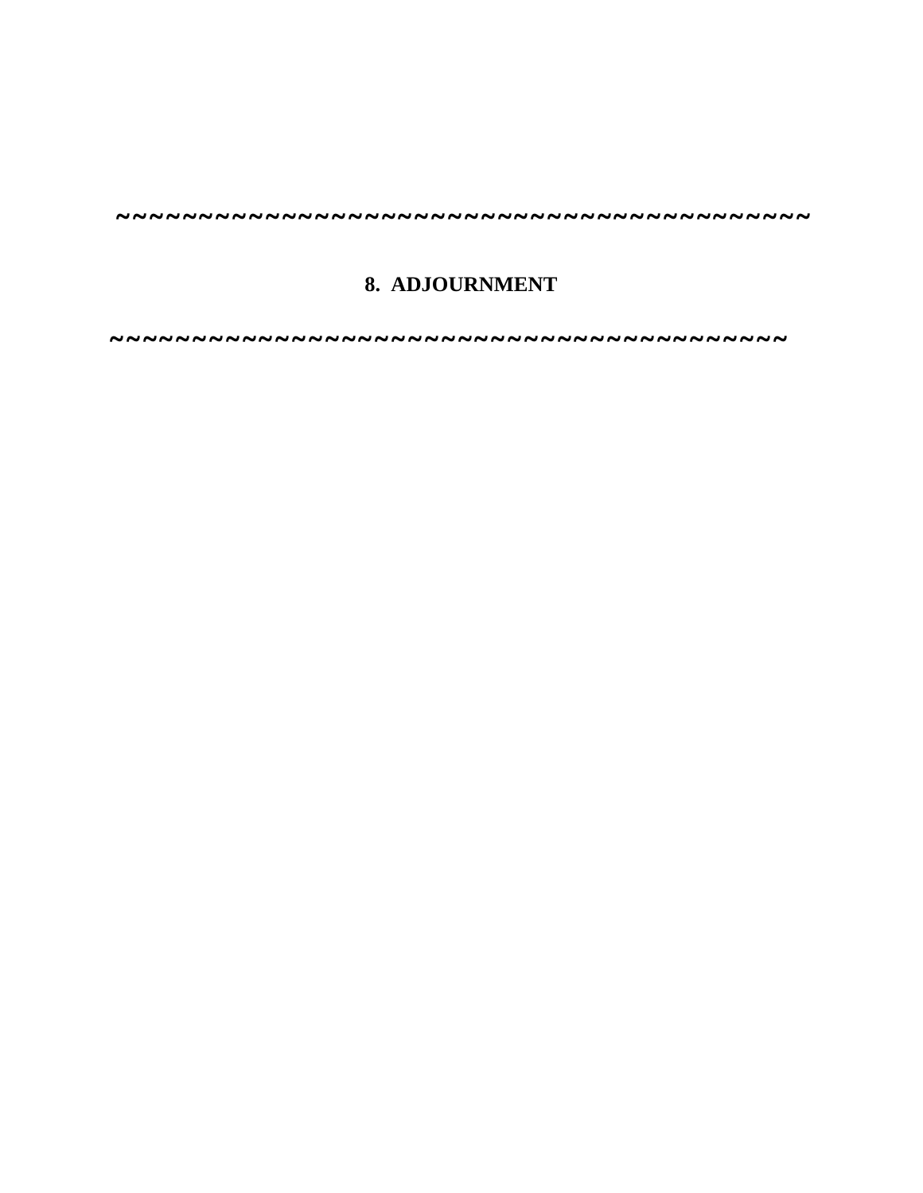~~~~~~~~~~~~~~~~~~~~~~~~~~~~~~~~~~~~~~~~~~~~

**8. ADJOURNMENT**

~~~~~~~~~~~~~~~~~~~~~~~~~~~~~~~~~~~~~~~~~~~~